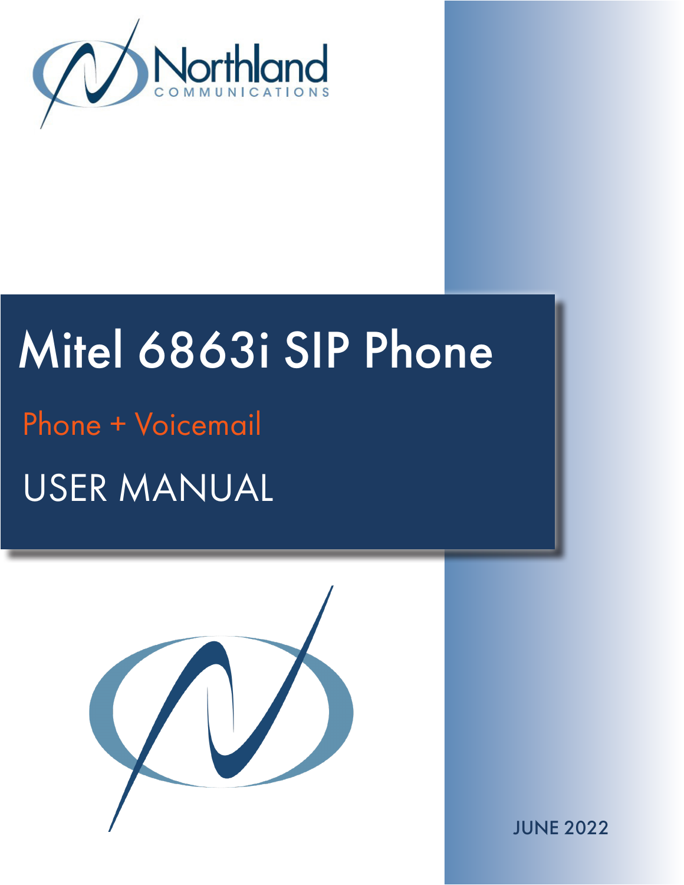Northland
COMMUNICATIONS

# Mitel 6863i SIP Phone

## Phone + Voicemail

## USER MANUAL

JUNE 2022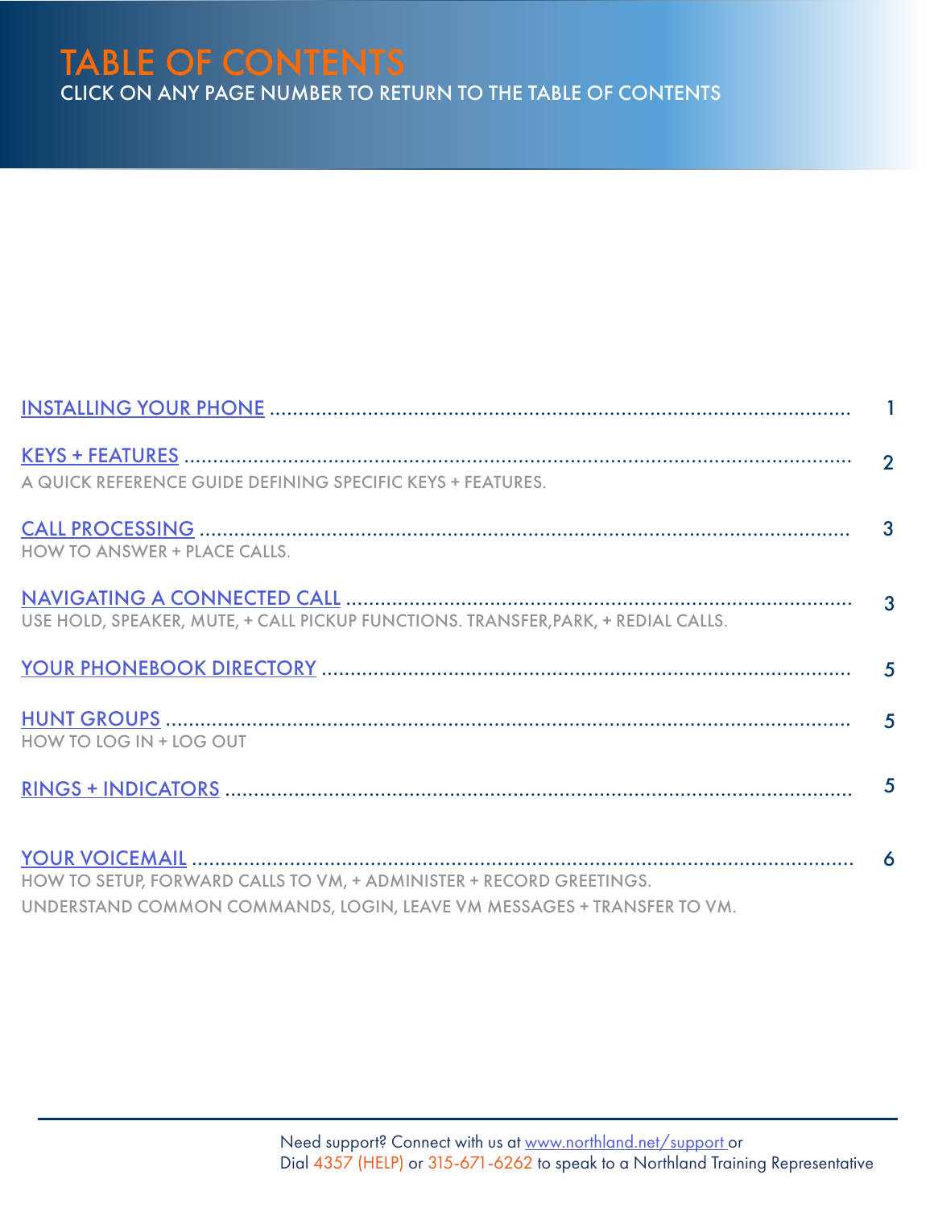# TABLE OF CONTENTS

CLICK ON ANY PAGE NUMBER TO RETURN TO THE TABLE OF CONTENTS

| Section | Page |
| --- | --- |
| INSTALLING YOUR PHONE | 1 |
| KEYS + FEATURES<br>A QUICK REFERENCE GUIDE DEFINING SPECIFIC KEYS + FEATURES. | 2 |
| CALL PROCESSING<br>HOW TO ANSWER + PLACE CALLS. | 3 |
| NAVIGATING A CONNECTED CALL<br>USE HOLD, SPEAKER, MUTE, + CALL PICKUP FUNCTIONS. TRANSFER,PARK, + REDIAL CALLS. | 3 |
| YOUR PHONEBOOK DIRECTORY | 5 |
| HUNT GROUPS<br>HOW TO LOG IN + LOG OUT | 5 |
| RINGS + INDICATORS | 5 |
| YOUR VOICEMAIL<br>HOW TO SETUP, FORWARD CALLS TO VM, + ADMINISTER + RECORD GREETINGS.<br>UNDERSTAND COMMON COMMANDS, LOGIN, LEAVE VM MESSAGES + TRANSFER TO VM. | 6 |

Need support? Connect with us at www.northland.net/support or
Dial 4357 (HELP) or 315-671-6262 to speak to a Northland Training Representative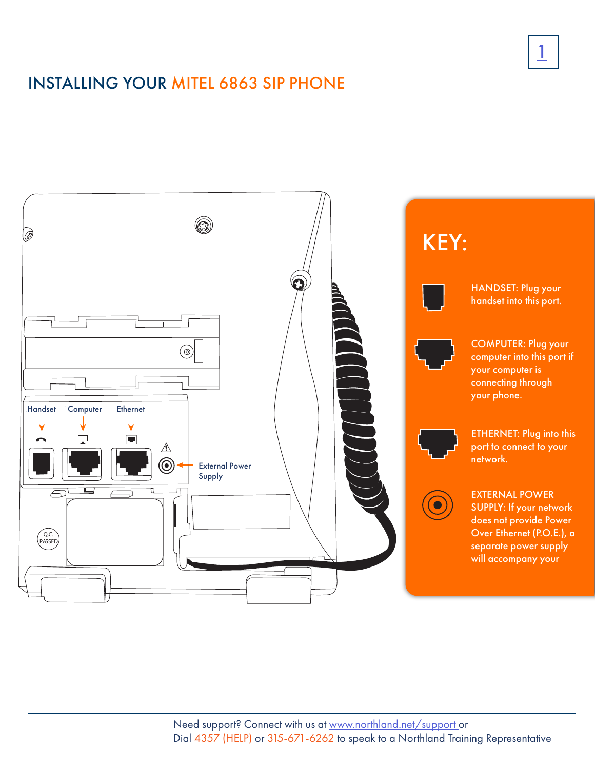# INSTALLING YOUR MITEL 6863 SIP PHONE

Handset

Computer

Ethernet

External Power Supply

## KEY:

HANDSET: Plug your handset into this port.

COMPUTER: Plug your computer into this port if your computer is connecting through your phone.

ETHERNET: Plug into this port to connect to your network.

EXTERNAL POWER SUPPLY: If your network does not provide Power Over Ethernet (P.O.E.), a separate power supply will accompany your

Need support? Connect with us at www.northland.net/support or
Dial 4357 (HELP) or 315-671-6262 to speak to a Northland Training Representative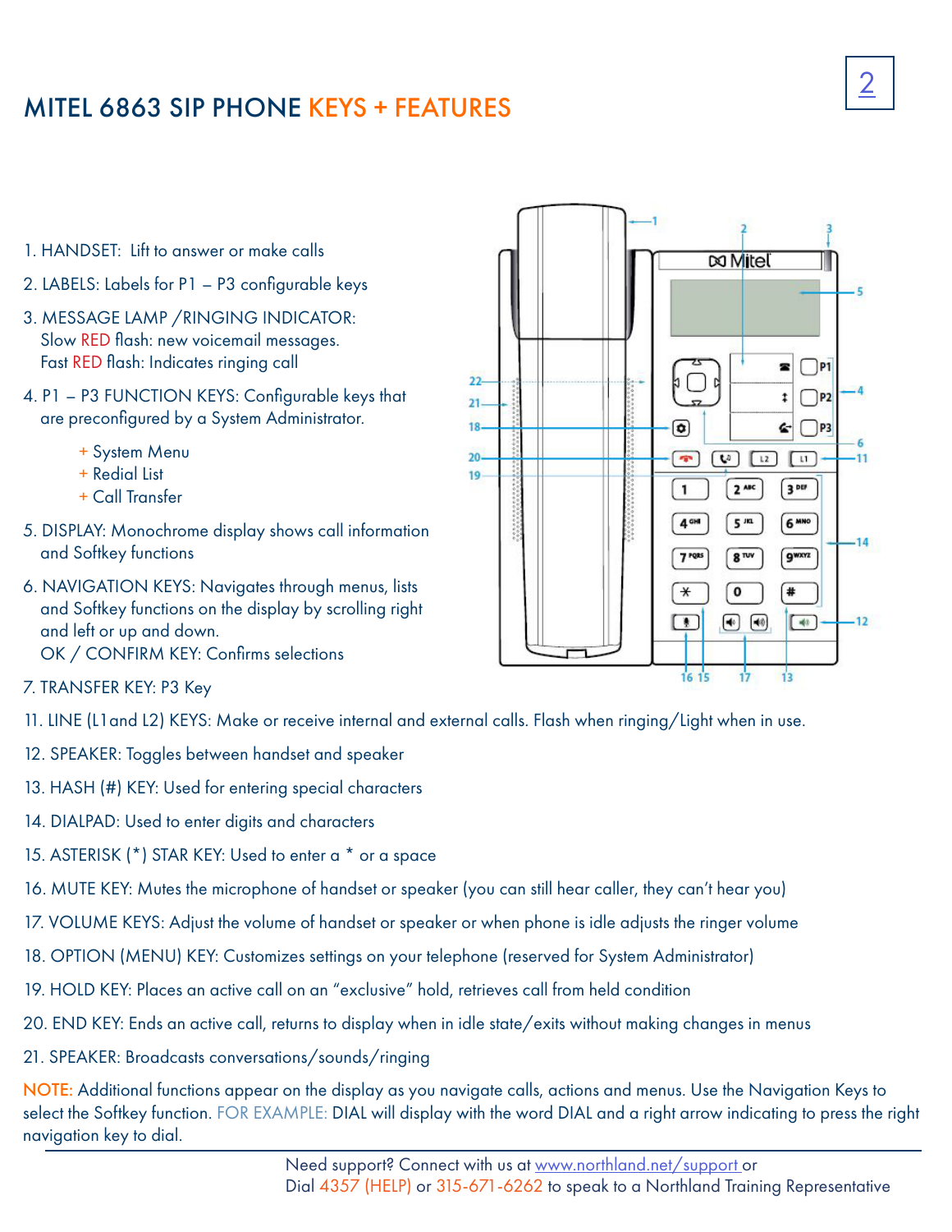# MITEL 6863 SIP PHONE KEYS + FEATURES

1. HANDSET: Lift to answer or make calls
2. LABELS: Labels for P1 – P3 configurable keys
3. MESSAGE LAMP /RINGING INDICATOR:
   Slow RED flash: new voicemail messages.
   Fast RED flash: Indicates ringing call
4. P1 – P3 FUNCTION KEYS: Configurable keys that are preconfigured by a System Administrator.
   - + System Menu
   - + Redial List
   - + Call Transfer
5. DISPLAY: Monochrome display shows call information and Softkey functions
6. NAVIGATION KEYS: Navigates through menus, lists and Softkey functions on the display by scrolling right and left or up and down.
   OK / CONFIRM KEY: Confirms selections
7. TRANSFER KEY: P3 Key

11. LINE (L1and L2) KEYS: Make or receive internal and external calls. Flash when ringing/Light when in use.
12. SPEAKER: Toggles between handset and speaker
13. HASH (#) KEY: Used for entering special characters
14. DIALPAD: Used to enter digits and characters
15. ASTERISK (*) STAR KEY: Used to enter a * or a space
16. MUTE KEY: Mutes the microphone of handset or speaker (you can still hear caller, they can't hear you)
17. VOLUME KEYS: Adjust the volume of handset or speaker or when phone is idle adjusts the ringer volume
18. OPTION (MENU) KEY: Customizes settings on your telephone (reserved for System Administrator)
19. HOLD KEY: Places an active call on an "exclusive" hold, retrieves call from held condition
20. END KEY: Ends an active call, returns to display when in idle state/exits without making changes in menus
21. SPEAKER: Broadcasts conversations/sounds/ringing

NOTE: Additional functions appear on the display as you navigate calls, actions and menus. Use the Navigation Keys to select the Softkey function. FOR EXAMPLE: DIAL will display with the word DIAL and a right arrow indicating to press the right navigation key to dial.

Need support? Connect with us at www.northland.net/support or
Dial 4357 (HELP) or 315-671-6262 to speak to a Northland Training Representative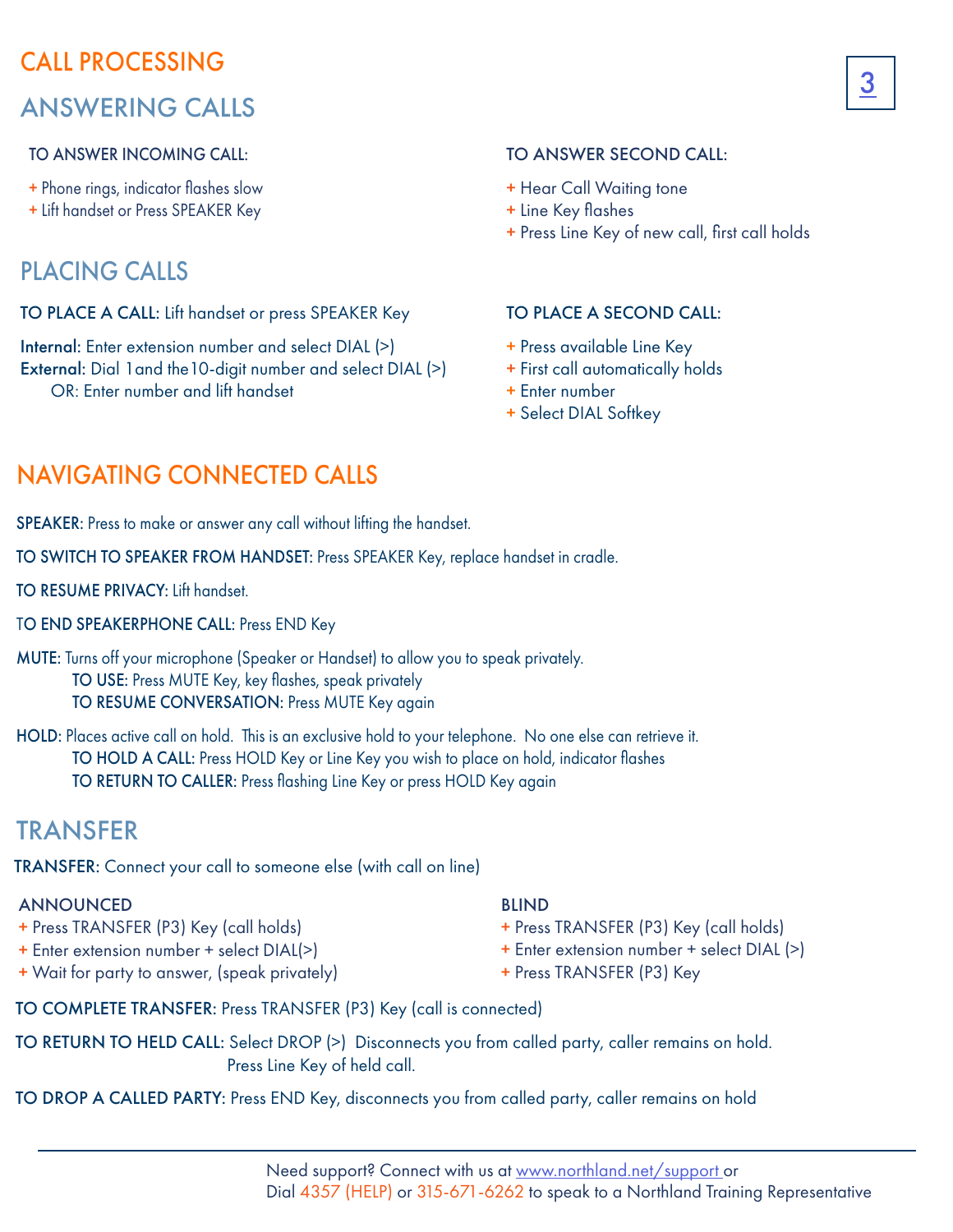# CALL PROCESSING

## ANSWERING CALLS

### TO ANSWER INCOMING CALL:

+ Phone rings, indicator flashes slow
+ Lift handset or Press SPEAKER Key

### TO ANSWER SECOND CALL:

+ Hear Call Waiting tone
+ Line Key flashes
+ Press Line Key of new call, first call holds

## PLACING CALLS

**TO PLACE A CALL:** Lift handset or press SPEAKER Key

**Internal:** Enter extension number and select DIAL (>)
**External:** Dial 1 and the 10-digit number and select DIAL (>)
OR: Enter number and lift handset

### TO PLACE A SECOND CALL:

+ Press available Line Key
+ First call automatically holds
+ Enter number
+ Select DIAL Softkey

# NAVIGATING CONNECTED CALLS

**SPEAKER:** Press to make or answer any call without lifting the handset.

**TO SWITCH TO SPEAKER FROM HANDSET:** Press SPEAKER Key, replace handset in cradle.

**TO RESUME PRIVACY:** Lift handset.

**TO END SPEAKERPHONE CALL:** Press END Key

**MUTE:** Turns off your microphone (Speaker or Handset) to allow you to speak privately.
**TO USE:** Press MUTE Key, key flashes, speak privately
**TO RESUME CONVERSATION:** Press MUTE Key again

**HOLD:** Places active call on hold. This is an exclusive hold to your telephone. No one else can retrieve it.
**TO HOLD A CALL:** Press HOLD Key or Line Key you wish to place on hold, indicator flashes
**TO RETURN TO CALLER:** Press flashing Line Key or press HOLD Key again

## TRANSFER

**TRANSFER:** Connect your call to someone else (with call on line)

### ANNOUNCED

+ Press TRANSFER (P3) Key (call holds)
+ Enter extension number + select DIAL(>)
+ Wait for party to answer, (speak privately)

### BLIND

+ Press TRANSFER (P3) Key (call holds)
+ Enter extension number + select DIAL (>)
+ Press TRANSFER (P3) Key

**TO COMPLETE TRANSFER:** Press TRANSFER (P3) Key (call is connected)

**TO RETURN TO HELD CALL:** Select DROP (>) Disconnects you from called party, caller remains on hold.
Press Line Key of held call.

**TO DROP A CALLED PARTY:** Press END Key, disconnects you from called party, caller remains on hold

Need support? Connect with us at www.northland.net/support or
Dial 4357 (HELP) or 315-671-6262 to speak to a Northland Training Representative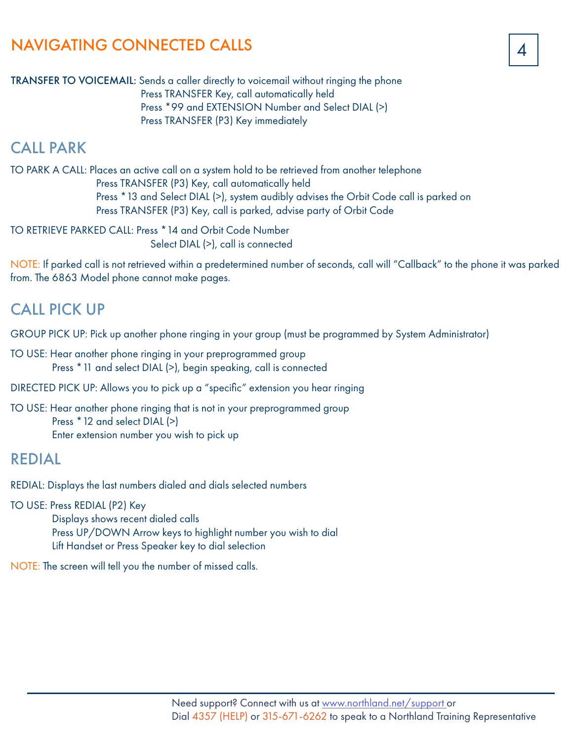# NAVIGATING CONNECTED CALLS

**TRANSFER TO VOICEMAIL:** Sends a caller directly to voicemail without ringing the phone
Press TRANSFER Key, call automatically held
Press *99 and EXTENSION Number and Select DIAL (>)
Press TRANSFER (P3) Key immediately

## CALL PARK

TO PARK A CALL: Places an active call on a system hold to be retrieved from another telephone
Press TRANSFER (P3) Key, call automatically held
Press *13 and Select DIAL (>), system audibly advises the Orbit Code call is parked on
Press TRANSFER (P3) Key, call is parked, advise party of Orbit Code

TO RETRIEVE PARKED CALL: Press *14 and Orbit Code Number
Select DIAL (>), call is connected

NOTE: If parked call is not retrieved within a predetermined number of seconds, call will "Callback" to the phone it was parked from. The 6863 Model phone cannot make pages.

## CALL PICK UP

GROUP PICK UP: Pick up another phone ringing in your group (must be programmed by System Administrator)

TO USE: Hear another phone ringing in your preprogrammed group
Press *11 and select DIAL (>), begin speaking, call is connected

DIRECTED PICK UP: Allows you to pick up a "specific" extension you hear ringing

TO USE: Hear another phone ringing that is not in your preprogrammed group
Press *12 and select DIAL (>)
Enter extension number you wish to pick up

## REDIAL

REDIAL: Displays the last numbers dialed and dials selected numbers

TO USE: Press REDIAL (P2) Key
Displays shows recent dialed calls
Press UP/DOWN Arrow keys to highlight number you wish to dial
Lift Handset or Press Speaker key to dial selection

NOTE: The screen will tell you the number of missed calls.

Need support? Connect with us at www.northland.net/support or
Dial 4357 (HELP) or 315-671-6262 to speak to a Northland Training Representative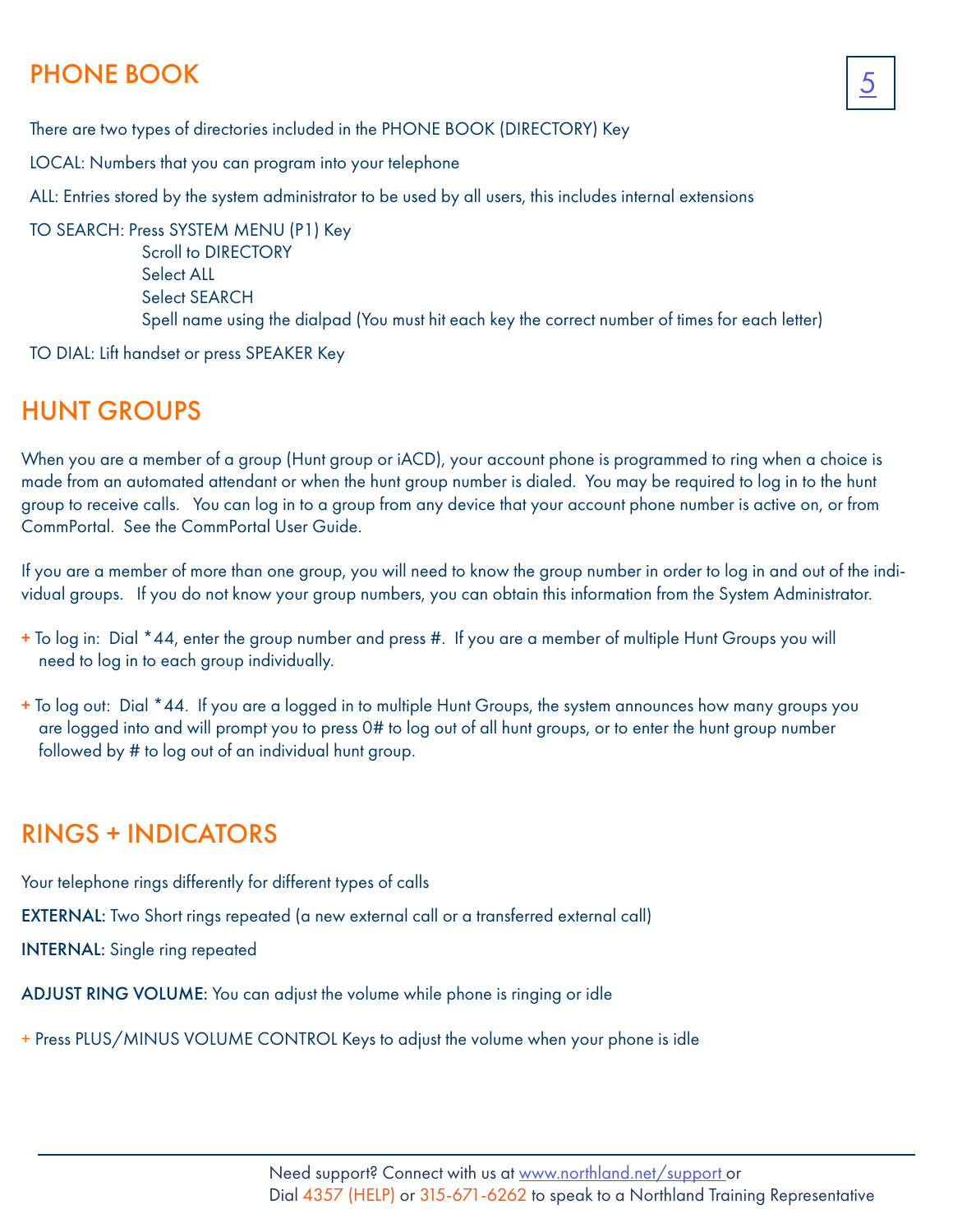## PHONE BOOK

There are two types of directories included in the PHONE BOOK (DIRECTORY) Key

LOCAL: Numbers that you can program into your telephone

ALL: Entries stored by the system administrator to be used by all users, this includes internal extensions

TO SEARCH: Press SYSTEM MENU (P1) Key
Scroll to DIRECTORY
Select ALL
Select SEARCH
Spell name using the dialpad (You must hit each key the correct number of times for each letter)

TO DIAL: Lift handset or press SPEAKER Key

## HUNT GROUPS

When you are a member of a group (Hunt group or iACD), your account phone is programmed to ring when a choice is made from an automated attendant or when the hunt group number is dialed. You may be required to log in to the hunt group to receive calls. You can log in to a group from any device that your account phone number is active on, or from CommPortal. See the CommPortal User Guide.

If you are a member of more than one group, you will need to know the group number in order to log in and out of the individual groups. If you do not know your group numbers, you can obtain this information from the System Administrator.

+ To log in: Dial *44, enter the group number and press #. If you are a member of multiple Hunt Groups you will need to log in to each group individually.

+ To log out: Dial *44. If you are a logged in to multiple Hunt Groups, the system announces how many groups you are logged into and will prompt you to press 0# to log out of all hunt groups, or to enter the hunt group number followed by # to log out of an individual hunt group.

## RINGS + INDICATORS

Your telephone rings differently for different types of calls

**EXTERNAL:** Two Short rings repeated (a new external call or a transferred external call)

**INTERNAL:** Single ring repeated

**ADJUST RING VOLUME:** You can adjust the volume while phone is ringing or idle

+ Press PLUS/MINUS VOLUME CONTROL Keys to adjust the volume when your phone is idle

Need support? Connect with us at www.northland.net/support or
Dial 4357 (HELP) or 315-671-6262 to speak to a Northland Training Representative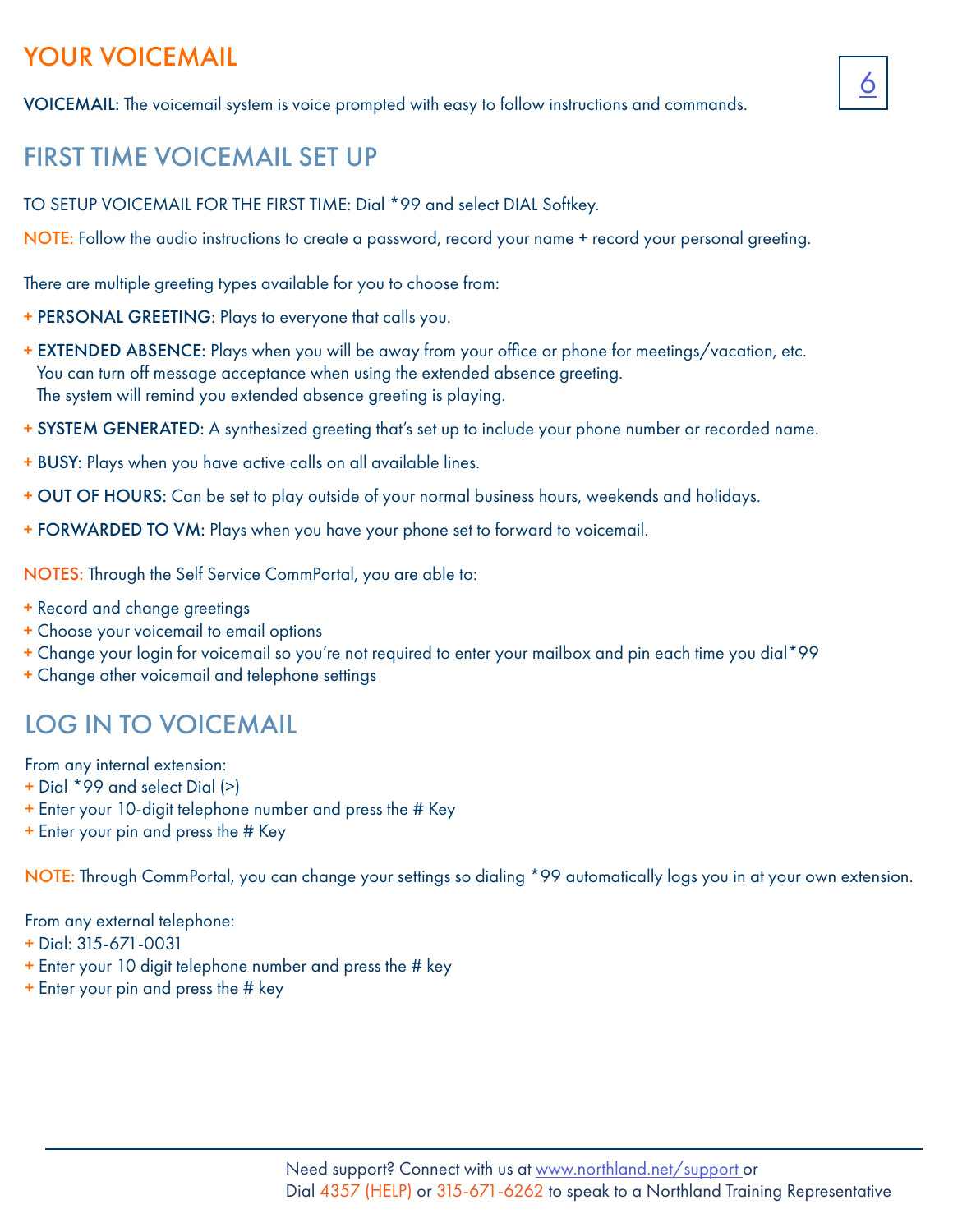# YOUR VOICEMAIL

**VOICEMAIL:** The voicemail system is voice prompted with easy to follow instructions and commands.

## FIRST TIME VOICEMAIL SET UP

TO SETUP VOICEMAIL FOR THE FIRST TIME: Dial *99 and select DIAL Softkey.

NOTE: Follow the audio instructions to create a password, record your name + record your personal greeting.

There are multiple greeting types available for you to choose from:

+ **PERSONAL GREETING**: Plays to everyone that calls you.
+ **EXTENDED ABSENCE:** Plays when you will be away from your office or phone for meetings/vacation, etc. You can turn off message acceptance when using the extended absence greeting. The system will remind you extended absence greeting is playing.
+ **SYSTEM GENERATED**: A synthesized greeting that's set up to include your phone number or recorded name.
+ **BUSY:** Plays when you have active calls on all available lines.
+ **OUT OF HOURS:** Can be set to play outside of your normal business hours, weekends and holidays.
+ **FORWARDED TO VM**: Plays when you have your phone set to forward to voicemail.

NOTES: Through the Self Service CommPortal, you are able to:

+ Record and change greetings
+ Choose your voicemail to email options
+ Change your login for voicemail so you're not required to enter your mailbox and pin each time you dial*99
+ Change other voicemail and telephone settings

## LOG IN TO VOICEMAIL

From any internal extension:

+ Dial *99 and select Dial (>)
+ Enter your 10-digit telephone number and press the # Key
+ Enter your pin and press the # Key

NOTE: Through CommPortal, you can change your settings so dialing *99 automatically logs you in at your own extension.

From any external telephone:

+ Dial: 315-671-0031
+ Enter your 10 digit telephone number and press the # key
+ Enter your pin and press the # key

Need support? Connect with us at www.northland.net/support or
Dial 4357 (HELP) or 315-671-6262 to speak to a Northland Training Representative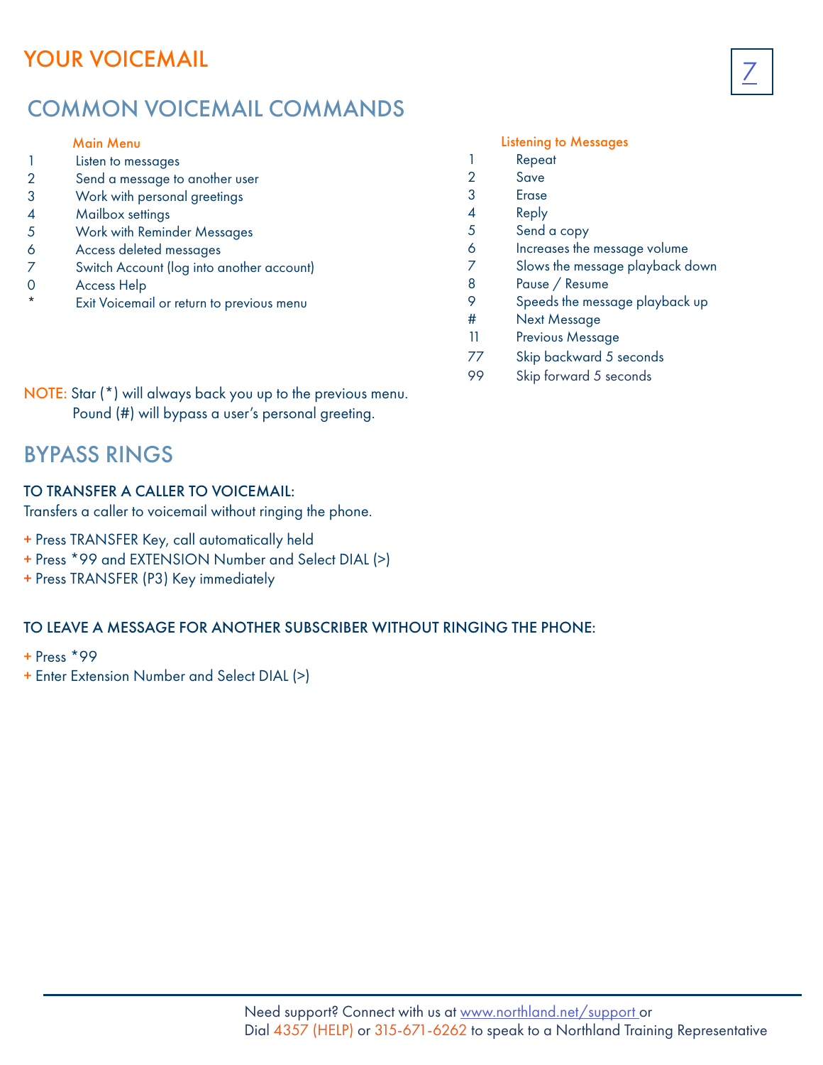# YOUR VOICEMAIL

## COMMON VOICEMAIL COMMANDS

### Main Menu

| Key | Command |
|---|---|
| 1 | Listen to messages |
| 2 | Send a message to another user |
| 3 | Work with personal greetings |
| 4 | Mailbox settings |
| 5 | Work with Reminder Messages |
| 6 | Access deleted messages |
| 7 | Switch Account (log into another account) |
| 0 | Access Help |
| * | Exit Voicemail or return to previous menu |

### Listening to Messages

| Key | Command |
|---|---|
| 1 | Repeat |
| 2 | Save |
| 3 | Erase |
| 4 | Reply |
| 5 | Send a copy |
| 6 | Increases the message volume |
| 7 | Slows the message playback down |
| 8 | Pause / Resume |
| 9 | Speeds the message playback up |
| # | Next Message |
| 11 | Previous Message |
| 77 | Skip backward 5 seconds |
| 99 | Skip forward 5 seconds |

NOTE: Star (*) will always back you up to the previous menu.
Pound (#) will bypass a user's personal greeting.

## BYPASS RINGS

**TO TRANSFER A CALLER TO VOICEMAIL:**

Transfers a caller to voicemail without ringing the phone.

+ Press TRANSFER Key, call automatically held
+ Press *99 and EXTENSION Number and Select DIAL (>)
+ Press TRANSFER (P3) Key immediately

**TO LEAVE A MESSAGE FOR ANOTHER SUBSCRIBER WITHOUT RINGING THE PHONE:**

+ Press *99
+ Enter Extension Number and Select DIAL (>)

Need support? Connect with us at www.northland.net/support or
Dial 4357 (HELP) or 315-671-6262 to speak to a Northland Training Representative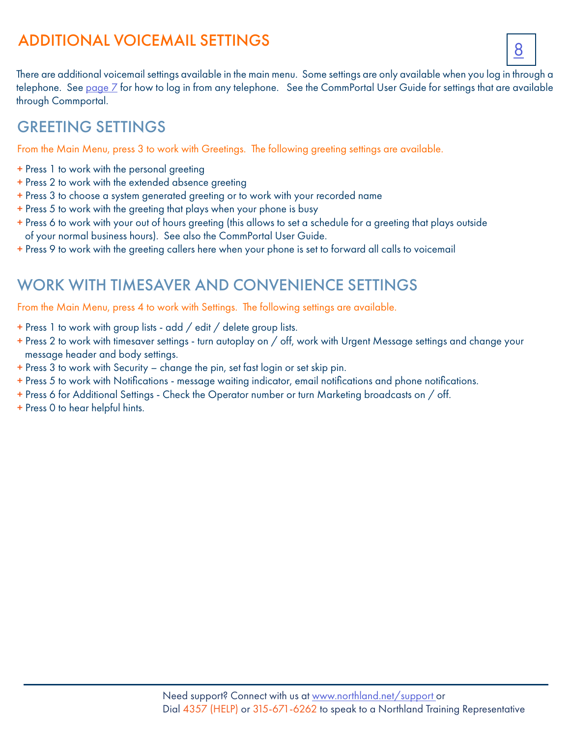# ADDITIONAL VOICEMAIL SETTINGS

There are additional voicemail settings available in the main menu. Some settings are only available when you log in through a telephone. See page 7 for how to log in from any telephone. See the CommPortal User Guide for settings that are available through Commportal.

## GREETING SETTINGS

From the Main Menu, press 3 to work with Greetings. The following greeting settings are available.

+ Press 1 to work with the personal greeting
+ Press 2 to work with the extended absence greeting
+ Press 3 to choose a system generated greeting or to work with your recorded name
+ Press 5 to work with the greeting that plays when your phone is busy
+ Press 6 to work with your out of hours greeting (this allows to set a schedule for a greeting that plays outside of your normal business hours). See also the CommPortal User Guide.
+ Press 9 to work with the greeting callers here when your phone is set to forward all calls to voicemail

## WORK WITH TIMESAVER AND CONVENIENCE SETTINGS

From the Main Menu, press 4 to work with Settings. The following settings are available.

+ Press 1 to work with group lists - add / edit / delete group lists.
+ Press 2 to work with timesaver settings - turn autoplay on / off, work with Urgent Message settings and change your message header and body settings.
+ Press 3 to work with Security – change the pin, set fast login or set skip pin.
+ Press 5 to work with Notifications - message waiting indicator, email notifications and phone notifications.
+ Press 6 for Additional Settings - Check the Operator number or turn Marketing broadcasts on / off.
+ Press 0 to hear helpful hints.

Need support? Connect with us at www.northland.net/support or
Dial 4357 (HELP) or 315-671-6262 to speak to a Northland Training Representative